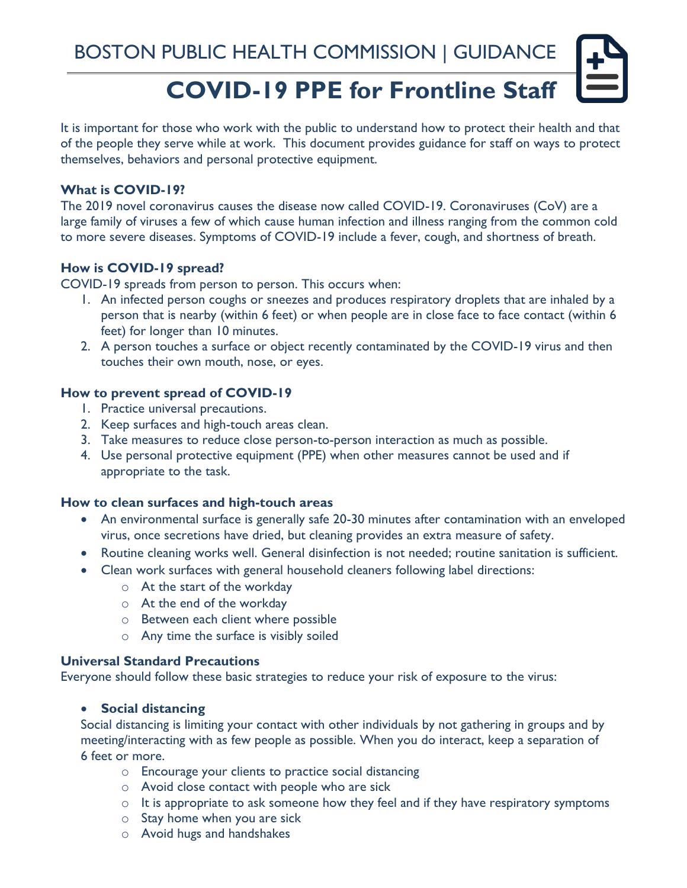BOSTON PUBLIC HEALTH COMMISSION | GUIDANCE

# COVID-19 PPE for Frontline Staff

It is important for those who work with the public to understand how to protect their health and that of the people they serve while at work. This document provides guidance for staff on ways to protect themselves, behaviors and personal protective equipment.

**What is COVID-19?**

The 2019 novel coronavirus causes the disease now called COVID-19. Coronaviruses (CoV) are a large family of viruses a few of which cause human infection and illness ranging from the common cold to more severe diseases. Symptoms of COVID-19 include a fever, cough, and shortness of breath.

**How is COVID-19 spread?**

COVID-19 spreads from person to person. This occurs when:

1. An infected person coughs or sneezes and produces respiratory droplets that are inhaled by a person that is nearby (within 6 feet) or when people are in close face to face contact (within 6 feet) for longer than 10 minutes.
2. A person touches a surface or object recently contaminated by the COVID-19 virus and then touches their own mouth, nose, or eyes.

**How to prevent spread of COVID-19**

1. Practice universal precautions.
2. Keep surfaces and high-touch areas clean.
3. Take measures to reduce close person-to-person interaction as much as possible.
4. Use personal protective equipment (PPE) when other measures cannot be used and if appropriate to the task.

**How to clean surfaces and high-touch areas**

- An environmental surface is generally safe 20-30 minutes after contamination with an enveloped virus, once secretions have dried, but cleaning provides an extra measure of safety.
- Routine cleaning works well. General disinfection is not needed; routine sanitation is sufficient.
- Clean work surfaces with general household cleaners following label directions:
    - At the start of the workday
    - At the end of the workday
    - Between each client where possible
    - Any time the surface is visibly soiled

**Universal Standard Precautions**

Everyone should follow these basic strategies to reduce your risk of exposure to the virus:

- **Social distancing**

  Social distancing is limiting your contact with other individuals by not gathering in groups and by meeting/interacting with as few people as possible. When you do interact, keep a separation of 6 feet or more.
    - Encourage your clients to practice social distancing
    - Avoid close contact with people who are sick
    - It is appropriate to ask someone how they feel and if they have respiratory symptoms
    - Stay home when you are sick
    - Avoid hugs and handshakes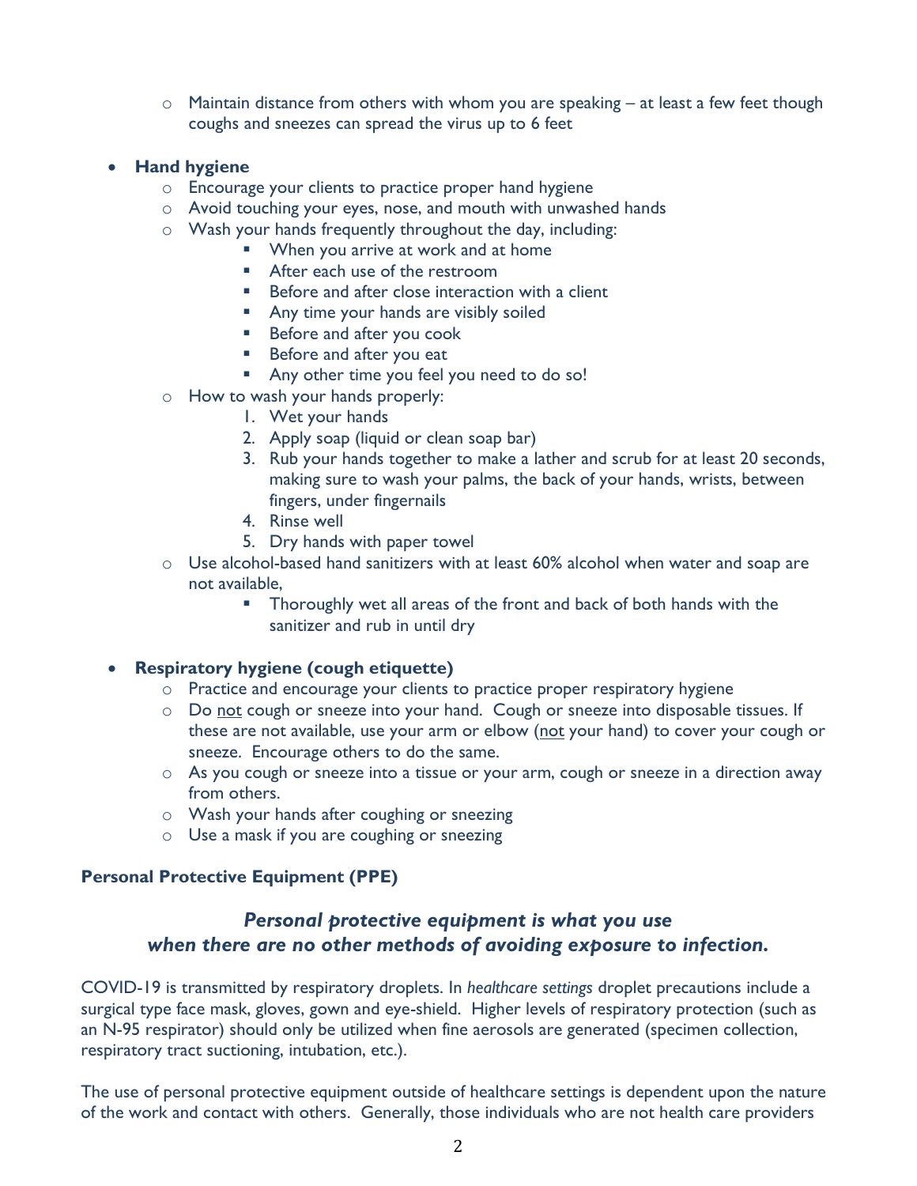- Maintain distance from others with whom you are speaking – at least a few feet though coughs and sneezes can spread the virus up to 6 feet

- **Hand hygiene**
  - Encourage your clients to practice proper hand hygiene
  - Avoid touching your eyes, nose, and mouth with unwashed hands
  - Wash your hands frequently throughout the day, including:
    - When you arrive at work and at home
    - After each use of the restroom
    - Before and after close interaction with a client
    - Any time your hands are visibly soiled
    - Before and after you cook
    - Before and after you eat
    - Any other time you feel you need to do so!
  - How to wash your hands properly:
    1. Wet your hands
    2. Apply soap (liquid or clean soap bar)
    3. Rub your hands together to make a lather and scrub for at least 20 seconds, making sure to wash your palms, the back of your hands, wrists, between fingers, under fingernails
    4. Rinse well
    5. Dry hands with paper towel
  - Use alcohol-based hand sanitizers with at least 60% alcohol when water and soap are not available,
    - Thoroughly wet all areas of the front and back of both hands with the sanitizer and rub in until dry

- **Respiratory hygiene (cough etiquette)**
  - Practice and encourage your clients to practice proper respiratory hygiene
  - Do <u>not</u> cough or sneeze into your hand. Cough or sneeze into disposable tissues. If these are not available, use your arm or elbow (<u>not</u> your hand) to cover your cough or sneeze. Encourage others to do the same.
  - As you cough or sneeze into a tissue or your arm, cough or sneeze in a direction away from others.
  - Wash your hands after coughing or sneezing
  - Use a mask if you are coughing or sneezing

**Personal Protective Equipment (PPE)**

***Personal protective equipment is what you use when there are no other methods of avoiding exposure to infection.***

COVID-19 is transmitted by respiratory droplets. In *healthcare settings* droplet precautions include a surgical type face mask, gloves, gown and eye-shield. Higher levels of respiratory protection (such as an N-95 respirator) should only be utilized when fine aerosols are generated (specimen collection, respiratory tract suctioning, intubation, etc.).

The use of personal protective equipment outside of healthcare settings is dependent upon the nature of the work and contact with others. Generally, those individuals who are not health care providers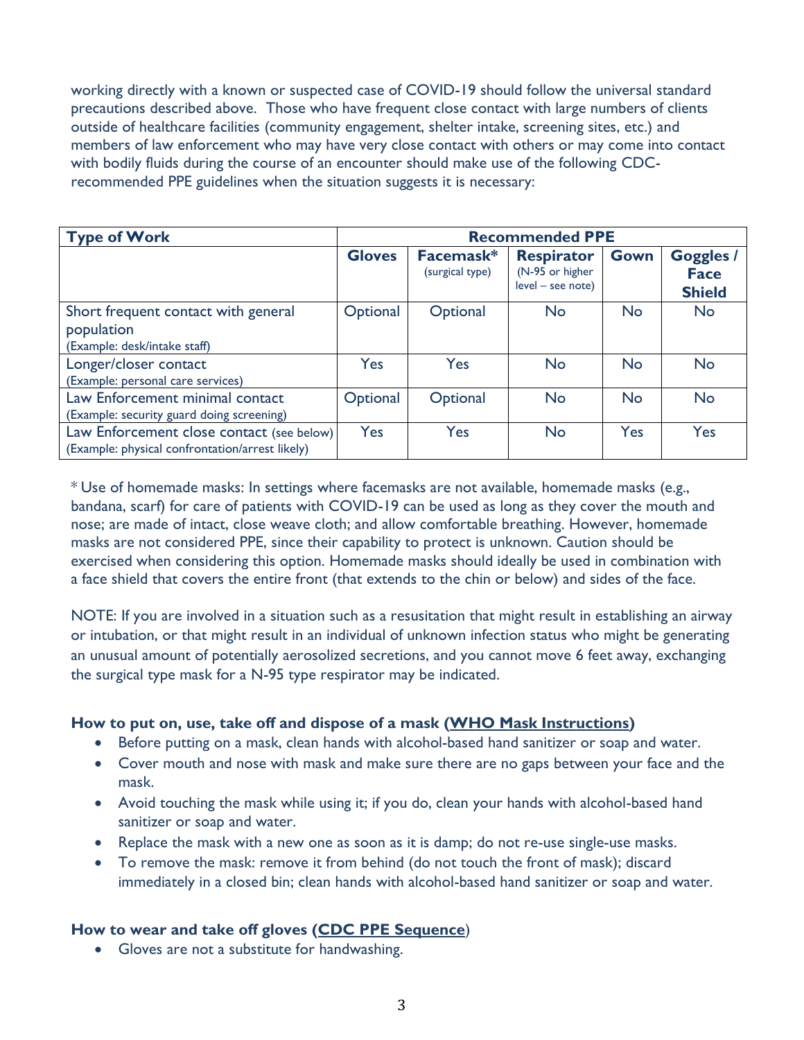working directly with a known or suspected case of COVID-19 should follow the universal standard precautions described above. Those who have frequent close contact with large numbers of clients outside of healthcare facilities (community engagement, shelter intake, screening sites, etc.) and members of law enforcement who may have very close contact with others or may come into contact with bodily fluids during the course of an encounter should make use of the following CDC-recommended PPE guidelines when the situation suggests it is necessary:

| **Type of Work** | **Recommended PPE** | | | | |
|---|---|---|---|---|---|
| | **Gloves** | **Facemask*** (surgical type) | **Respirator** (N-95 or higher level – see note) | **Gown** | **Goggles / Face Shield** |
| Short frequent contact with general population (Example: desk/intake staff) | Optional | Optional | No | No | No |
| Longer/closer contact (Example: personal care services) | Yes | Yes | No | No | No |
| Law Enforcement minimal contact (Example: security guard doing screening) | Optional | Optional | No | No | No |
| Law Enforcement close contact (see below) (Example: physical confrontation/arrest likely) | Yes | Yes | No | Yes | Yes |

* Use of homemade masks: In settings where facemasks are not available, homemade masks (e.g., bandana, scarf) for care of patients with COVID-19 can be used as long as they cover the mouth and nose; are made of intact, close weave cloth; and allow comfortable breathing. However, homemade masks are not considered PPE, since their capability to protect is unknown. Caution should be exercised when considering this option. Homemade masks should ideally be used in combination with a face shield that covers the entire front (that extends to the chin or below) and sides of the face.

NOTE: If you are involved in a situation such as a resusitation that might result in establishing an airway or intubation, or that might result in an individual of unknown infection status who might be generating an unusual amount of potentially aerosolized secretions, and you cannot move 6 feet away, exchanging the surgical type mask for a N-95 type respirator may be indicated.

**How to put on, use, take off and dispose of a mask (WHO Mask Instructions)**

- Before putting on a mask, clean hands with alcohol-based hand sanitizer or soap and water.
- Cover mouth and nose with mask and make sure there are no gaps between your face and the mask.
- Avoid touching the mask while using it; if you do, clean your hands with alcohol-based hand sanitizer or soap and water.
- Replace the mask with a new one as soon as it is damp; do not re-use single-use masks.
- To remove the mask: remove it from behind (do not touch the front of mask); discard immediately in a closed bin; clean hands with alcohol-based hand sanitizer or soap and water.

**How to wear and take off gloves (CDC PPE Sequence)**

- Gloves are not a substitute for handwashing.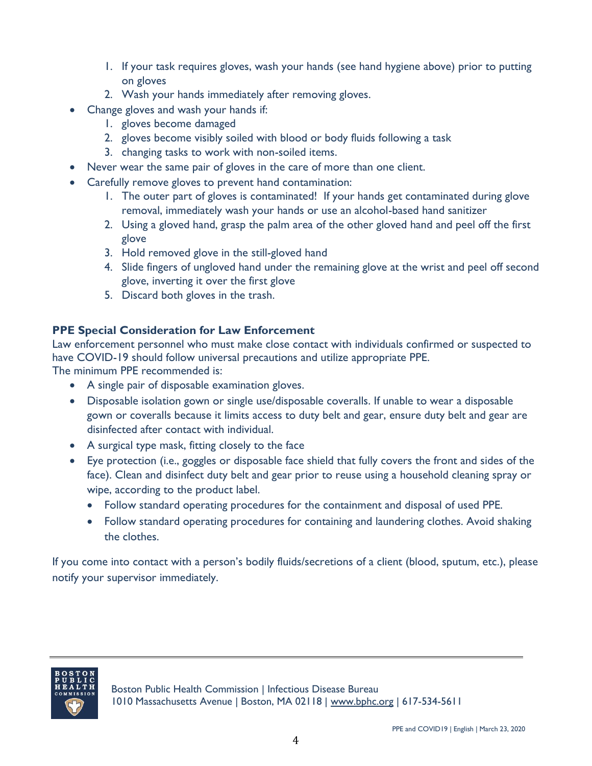1. If your task requires gloves, wash your hands (see hand hygiene above) prior to putting on gloves
2. Wash your hands immediately after removing gloves.

- Change gloves and wash your hands if:
    1. gloves become damaged
    2. gloves become visibly soiled with blood or body fluids following a task
    3. changing tasks to work with non-soiled items.
- Never wear the same pair of gloves in the care of more than one client.
- Carefully remove gloves to prevent hand contamination:
    1. The outer part of gloves is contaminated! If your hands get contaminated during glove removal, immediately wash your hands or use an alcohol-based hand sanitizer
    2. Using a gloved hand, grasp the palm area of the other gloved hand and peel off the first glove
    3. Hold removed glove in the still-gloved hand
    4. Slide fingers of ungloved hand under the remaining glove at the wrist and peel off second glove, inverting it over the first glove
    5. Discard both gloves in the trash.

**PPE Special Consideration for Law Enforcement**

Law enforcement personnel who must make close contact with individuals confirmed or suspected to have COVID-19 should follow universal precautions and utilize appropriate PPE.
The minimum PPE recommended is:

- A single pair of disposable examination gloves.
- Disposable isolation gown or single use/disposable coveralls. If unable to wear a disposable gown or coveralls because it limits access to duty belt and gear, ensure duty belt and gear are disinfected after contact with individual.
- A surgical type mask, fitting closely to the face
- Eye protection (i.e., goggles or disposable face shield that fully covers the front and sides of the face). Clean and disinfect duty belt and gear prior to reuse using a household cleaning spray or wipe, according to the product label.
    - Follow standard operating procedures for the containment and disposal of used PPE.
    - Follow standard operating procedures for containing and laundering clothes. Avoid shaking the clothes.

If you come into contact with a person's bodily fluids/secretions of a client (blood, sputum, etc.), please notify your supervisor immediately.